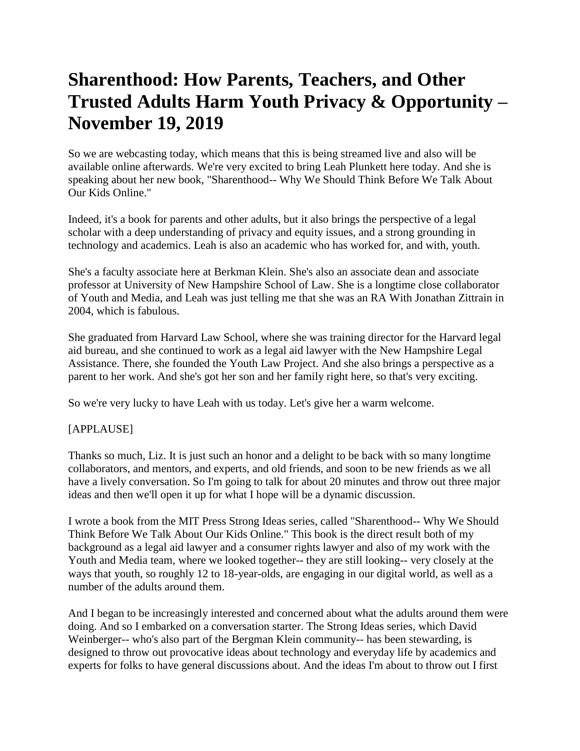# Sharenthood: How Parents, Teachers, and Other Trusted Adults Harm Youth Privacy & Opportunity – November 19, 2019

So we are webcasting today, which means that this is being streamed live and also will be available online afterwards. We're very excited to bring Leah Plunkett here today. And she is speaking about her new book, "Sharenthood-- Why We Should Think Before We Talk About Our Kids Online."

Indeed, it's a book for parents and other adults, but it also brings the perspective of a legal scholar with a deep understanding of privacy and equity issues, and a strong grounding in technology and academics. Leah is also an academic who has worked for, and with, youth.

She's a faculty associate here at Berkman Klein. She's also an associate dean and associate professor at University of New Hampshire School of Law. She is a longtime close collaborator of Youth and Media, and Leah was just telling me that she was an RA With Jonathan Zittrain in 2004, which is fabulous.

She graduated from Harvard Law School, where she was training director for the Harvard legal aid bureau, and she continued to work as a legal aid lawyer with the New Hampshire Legal Assistance. There, she founded the Youth Law Project. And she also brings a perspective as a parent to her work. And she's got her son and her family right here, so that's very exciting.

So we're very lucky to have Leah with us today. Let's give her a warm welcome.

[APPLAUSE]

Thanks so much, Liz. It is just such an honor and a delight to be back with so many longtime collaborators, and mentors, and experts, and old friends, and soon to be new friends as we all have a lively conversation. So I'm going to talk for about 20 minutes and throw out three major ideas and then we'll open it up for what I hope will be a dynamic discussion.

I wrote a book from the MIT Press Strong Ideas series, called "Sharenthood-- Why We Should Think Before We Talk About Our Kids Online." This book is the direct result both of my background as a legal aid lawyer and a consumer rights lawyer and also of my work with the Youth and Media team, where we looked together-- they are still looking-- very closely at the ways that youth, so roughly 12 to 18-year-olds, are engaging in our digital world, as well as a number of the adults around them.

And I began to be increasingly interested and concerned about what the adults around them were doing. And so I embarked on a conversation starter. The Strong Ideas series, which David Weinberger-- who's also part of the Bergman Klein community-- has been stewarding, is designed to throw out provocative ideas about technology and everyday life by academics and experts for folks to have general discussions about. And the ideas I'm about to throw out I first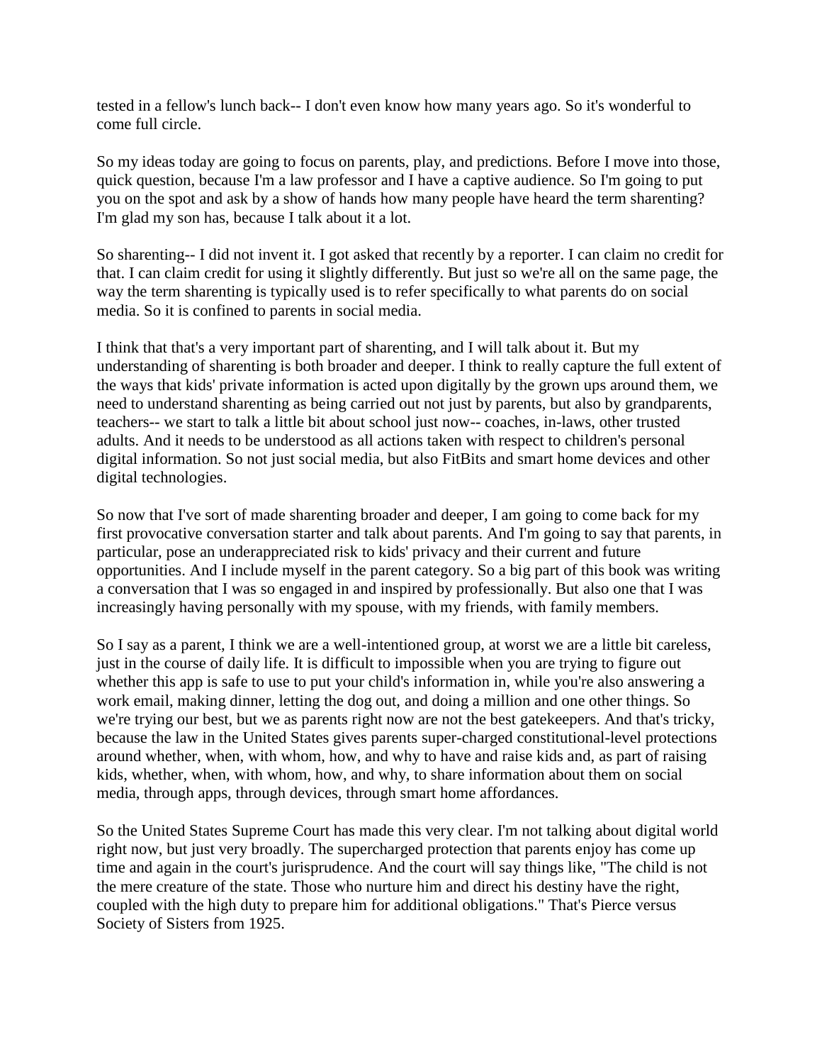tested in a fellow's lunch back-- I don't even know how many years ago. So it's wonderful to come full circle.

So my ideas today are going to focus on parents, play, and predictions. Before I move into those, quick question, because I'm a law professor and I have a captive audience. So I'm going to put you on the spot and ask by a show of hands how many people have heard the term sharenting? I'm glad my son has, because I talk about it a lot.

So sharenting-- I did not invent it. I got asked that recently by a reporter. I can claim no credit for that. I can claim credit for using it slightly differently. But just so we're all on the same page, the way the term sharenting is typically used is to refer specifically to what parents do on social media. So it is confined to parents in social media.

I think that that's a very important part of sharenting, and I will talk about it. But my understanding of sharenting is both broader and deeper. I think to really capture the full extent of the ways that kids' private information is acted upon digitally by the grown ups around them, we need to understand sharenting as being carried out not just by parents, but also by grandparents, teachers-- we start to talk a little bit about school just now-- coaches, in-laws, other trusted adults. And it needs to be understood as all actions taken with respect to children's personal digital information. So not just social media, but also FitBits and smart home devices and other digital technologies.

So now that I've sort of made sharenting broader and deeper, I am going to come back for my first provocative conversation starter and talk about parents. And I'm going to say that parents, in particular, pose an underappreciated risk to kids' privacy and their current and future opportunities. And I include myself in the parent category. So a big part of this book was writing a conversation that I was so engaged in and inspired by professionally. But also one that I was increasingly having personally with my spouse, with my friends, with family members.

So I say as a parent, I think we are a well-intentioned group, at worst we are a little bit careless, just in the course of daily life. It is difficult to impossible when you are trying to figure out whether this app is safe to use to put your child's information in, while you're also answering a work email, making dinner, letting the dog out, and doing a million and one other things. So we're trying our best, but we as parents right now are not the best gatekeepers. And that's tricky, because the law in the United States gives parents super-charged constitutional-level protections around whether, when, with whom, how, and why to have and raise kids and, as part of raising kids, whether, when, with whom, how, and why, to share information about them on social media, through apps, through devices, through smart home affordances.

So the United States Supreme Court has made this very clear. I'm not talking about digital world right now, but just very broadly. The supercharged protection that parents enjoy has come up time and again in the court's jurisprudence. And the court will say things like, "The child is not the mere creature of the state. Those who nurture him and direct his destiny have the right, coupled with the high duty to prepare him for additional obligations." That's Pierce versus Society of Sisters from 1925.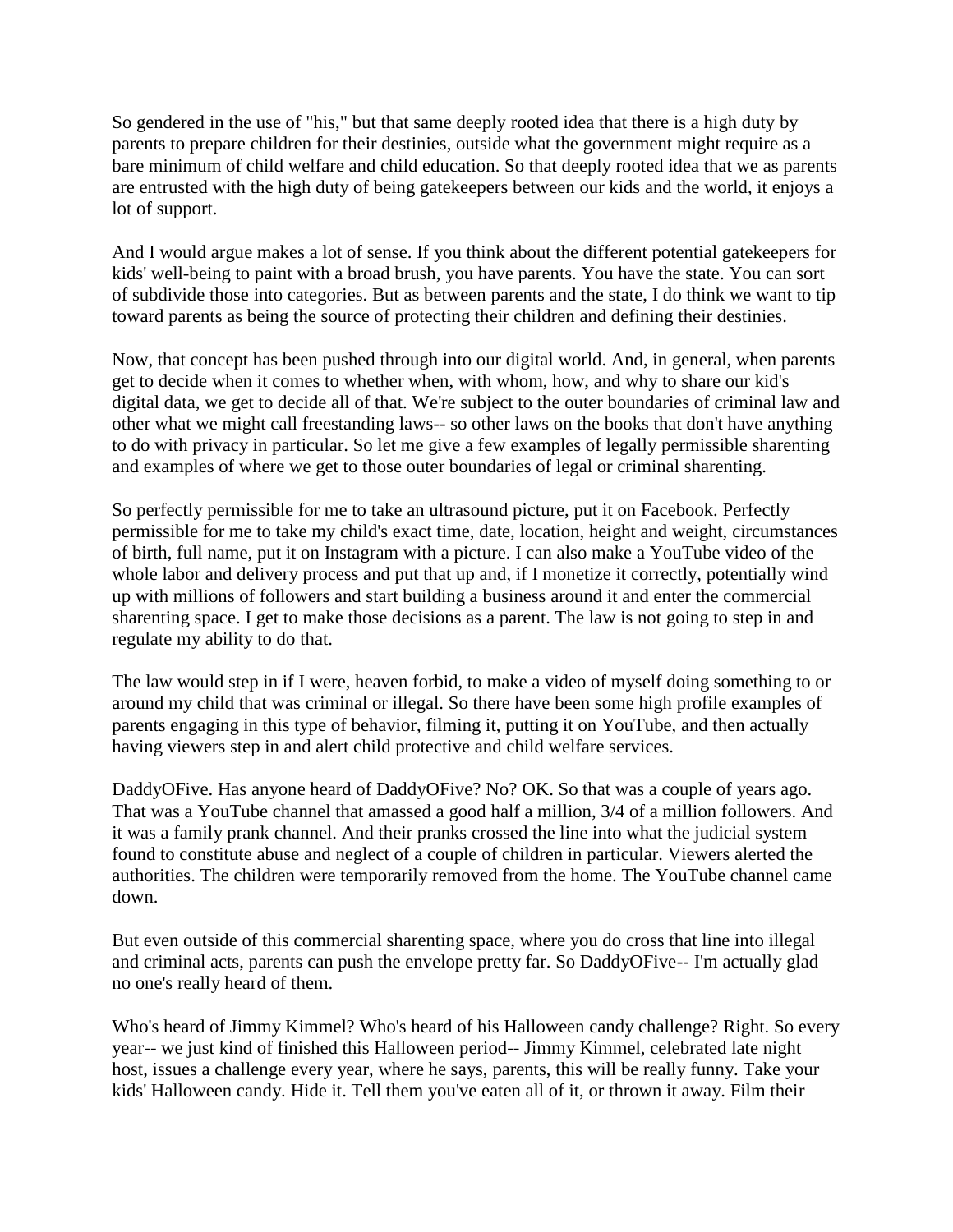So gendered in the use of "his," but that same deeply rooted idea that there is a high duty by parents to prepare children for their destinies, outside what the government might require as a bare minimum of child welfare and child education. So that deeply rooted idea that we as parents are entrusted with the high duty of being gatekeepers between our kids and the world, it enjoys a lot of support.

And I would argue makes a lot of sense. If you think about the different potential gatekeepers for kids' well-being to paint with a broad brush, you have parents. You have the state. You can sort of subdivide those into categories. But as between parents and the state, I do think we want to tip toward parents as being the source of protecting their children and defining their destinies.

Now, that concept has been pushed through into our digital world. And, in general, when parents get to decide when it comes to whether when, with whom, how, and why to share our kid's digital data, we get to decide all of that. We're subject to the outer boundaries of criminal law and other what we might call freestanding laws-- so other laws on the books that don't have anything to do with privacy in particular. So let me give a few examples of legally permissible sharenting and examples of where we get to those outer boundaries of legal or criminal sharenting.

So perfectly permissible for me to take an ultrasound picture, put it on Facebook. Perfectly permissible for me to take my child's exact time, date, location, height and weight, circumstances of birth, full name, put it on Instagram with a picture. I can also make a YouTube video of the whole labor and delivery process and put that up and, if I monetize it correctly, potentially wind up with millions of followers and start building a business around it and enter the commercial sharenting space. I get to make those decisions as a parent. The law is not going to step in and regulate my ability to do that.

The law would step in if I were, heaven forbid, to make a video of myself doing something to or around my child that was criminal or illegal. So there have been some high profile examples of parents engaging in this type of behavior, filming it, putting it on YouTube, and then actually having viewers step in and alert child protective and child welfare services.

DaddyOFive. Has anyone heard of DaddyOFive? No? OK. So that was a couple of years ago. That was a YouTube channel that amassed a good half a million, 3/4 of a million followers. And it was a family prank channel. And their pranks crossed the line into what the judicial system found to constitute abuse and neglect of a couple of children in particular. Viewers alerted the authorities. The children were temporarily removed from the home. The YouTube channel came down.

But even outside of this commercial sharenting space, where you do cross that line into illegal and criminal acts, parents can push the envelope pretty far. So DaddyOFive-- I'm actually glad no one's really heard of them.

Who's heard of Jimmy Kimmel? Who's heard of his Halloween candy challenge? Right. So every year-- we just kind of finished this Halloween period-- Jimmy Kimmel, celebrated late night host, issues a challenge every year, where he says, parents, this will be really funny. Take your kids' Halloween candy. Hide it. Tell them you've eaten all of it, or thrown it away. Film their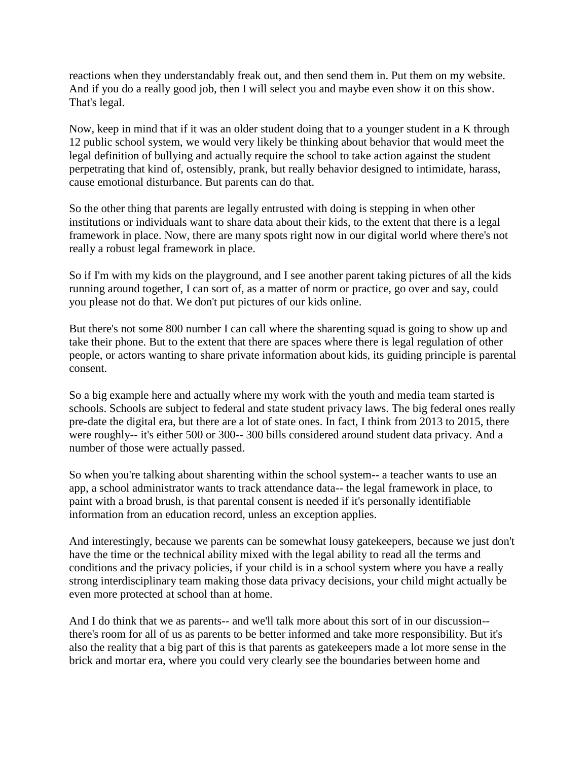reactions when they understandably freak out, and then send them in. Put them on my website. And if you do a really good job, then I will select you and maybe even show it on this show. That's legal.

Now, keep in mind that if it was an older student doing that to a younger student in a K through 12 public school system, we would very likely be thinking about behavior that would meet the legal definition of bullying and actually require the school to take action against the student perpetrating that kind of, ostensibly, prank, but really behavior designed to intimidate, harass, cause emotional disturbance. But parents can do that.

So the other thing that parents are legally entrusted with doing is stepping in when other institutions or individuals want to share data about their kids, to the extent that there is a legal framework in place. Now, there are many spots right now in our digital world where there's not really a robust legal framework in place.

So if I'm with my kids on the playground, and I see another parent taking pictures of all the kids running around together, I can sort of, as a matter of norm or practice, go over and say, could you please not do that. We don't put pictures of our kids online.

But there's not some 800 number I can call where the sharenting squad is going to show up and take their phone. But to the extent that there are spaces where there is legal regulation of other people, or actors wanting to share private information about kids, its guiding principle is parental consent.

So a big example here and actually where my work with the youth and media team started is schools. Schools are subject to federal and state student privacy laws. The big federal ones really pre-date the digital era, but there are a lot of state ones. In fact, I think from 2013 to 2015, there were roughly-- it's either 500 or 300-- 300 bills considered around student data privacy. And a number of those were actually passed.

So when you're talking about sharenting within the school system-- a teacher wants to use an app, a school administrator wants to track attendance data-- the legal framework in place, to paint with a broad brush, is that parental consent is needed if it's personally identifiable information from an education record, unless an exception applies.

And interestingly, because we parents can be somewhat lousy gatekeepers, because we just don't have the time or the technical ability mixed with the legal ability to read all the terms and conditions and the privacy policies, if your child is in a school system where you have a really strong interdisciplinary team making those data privacy decisions, your child might actually be even more protected at school than at home.

And I do think that we as parents-- and we'll talk more about this sort of in our discussion-- there's room for all of us as parents to be better informed and take more responsibility. But it's also the reality that a big part of this is that parents as gatekeepers made a lot more sense in the brick and mortar era, where you could very clearly see the boundaries between home and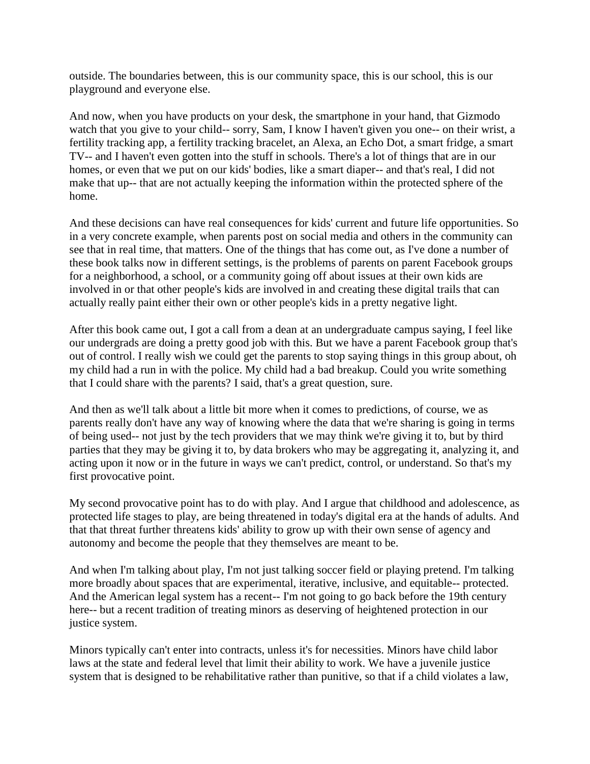outside. The boundaries between, this is our community space, this is our school, this is our playground and everyone else.

And now, when you have products on your desk, the smartphone in your hand, that Gizmodo watch that you give to your child-- sorry, Sam, I know I haven't given you one-- on their wrist, a fertility tracking app, a fertility tracking bracelet, an Alexa, an Echo Dot, a smart fridge, a smart TV-- and I haven't even gotten into the stuff in schools. There's a lot of things that are in our homes, or even that we put on our kids' bodies, like a smart diaper-- and that's real, I did not make that up-- that are not actually keeping the information within the protected sphere of the home.

And these decisions can have real consequences for kids' current and future life opportunities. So in a very concrete example, when parents post on social media and others in the community can see that in real time, that matters. One of the things that has come out, as I've done a number of these book talks now in different settings, is the problems of parents on parent Facebook groups for a neighborhood, a school, or a community going off about issues at their own kids are involved in or that other people's kids are involved in and creating these digital trails that can actually really paint either their own or other people's kids in a pretty negative light.

After this book came out, I got a call from a dean at an undergraduate campus saying, I feel like our undergrads are doing a pretty good job with this. But we have a parent Facebook group that's out of control. I really wish we could get the parents to stop saying things in this group about, oh my child had a run in with the police. My child had a bad breakup. Could you write something that I could share with the parents? I said, that's a great question, sure.

And then as we'll talk about a little bit more when it comes to predictions, of course, we as parents really don't have any way of knowing where the data that we're sharing is going in terms of being used-- not just by the tech providers that we may think we're giving it to, but by third parties that they may be giving it to, by data brokers who may be aggregating it, analyzing it, and acting upon it now or in the future in ways we can't predict, control, or understand. So that's my first provocative point.

My second provocative point has to do with play. And I argue that childhood and adolescence, as protected life stages to play, are being threatened in today's digital era at the hands of adults. And that that threat further threatens kids' ability to grow up with their own sense of agency and autonomy and become the people that they themselves are meant to be.

And when I'm talking about play, I'm not just talking soccer field or playing pretend. I'm talking more broadly about spaces that are experimental, iterative, inclusive, and equitable-- protected. And the American legal system has a recent-- I'm not going to go back before the 19th century here-- but a recent tradition of treating minors as deserving of heightened protection in our justice system.

Minors typically can't enter into contracts, unless it's for necessities. Minors have child labor laws at the state and federal level that limit their ability to work. We have a juvenile justice system that is designed to be rehabilitative rather than punitive, so that if a child violates a law,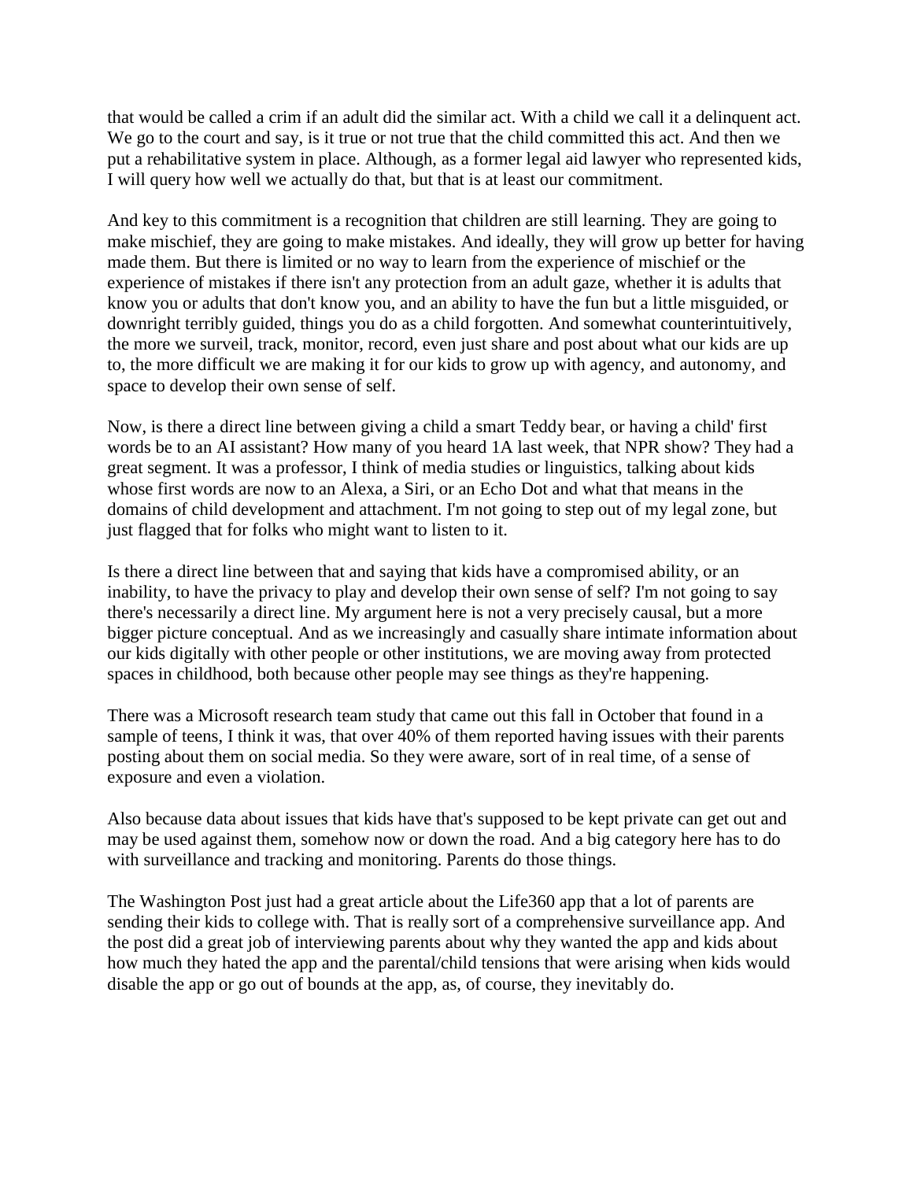that would be called a crim if an adult did the similar act. With a child we call it a delinquent act. We go to the court and say, is it true or not true that the child committed this act. And then we put a rehabilitative system in place. Although, as a former legal aid lawyer who represented kids, I will query how well we actually do that, but that is at least our commitment.

And key to this commitment is a recognition that children are still learning. They are going to make mischief, they are going to make mistakes. And ideally, they will grow up better for having made them. But there is limited or no way to learn from the experience of mischief or the experience of mistakes if there isn't any protection from an adult gaze, whether it is adults that know you or adults that don't know you, and an ability to have the fun but a little misguided, or downright terribly guided, things you do as a child forgotten. And somewhat counterintuitively, the more we surveil, track, monitor, record, even just share and post about what our kids are up to, the more difficult we are making it for our kids to grow up with agency, and autonomy, and space to develop their own sense of self.

Now, is there a direct line between giving a child a smart Teddy bear, or having a child' first words be to an AI assistant? How many of you heard 1A last week, that NPR show? They had a great segment. It was a professor, I think of media studies or linguistics, talking about kids whose first words are now to an Alexa, a Siri, or an Echo Dot and what that means in the domains of child development and attachment. I'm not going to step out of my legal zone, but just flagged that for folks who might want to listen to it.

Is there a direct line between that and saying that kids have a compromised ability, or an inability, to have the privacy to play and develop their own sense of self? I'm not going to say there's necessarily a direct line. My argument here is not a very precisely causal, but a more bigger picture conceptual. And as we increasingly and casually share intimate information about our kids digitally with other people or other institutions, we are moving away from protected spaces in childhood, both because other people may see things as they're happening.

There was a Microsoft research team study that came out this fall in October that found in a sample of teens, I think it was, that over 40% of them reported having issues with their parents posting about them on social media. So they were aware, sort of in real time, of a sense of exposure and even a violation.

Also because data about issues that kids have that's supposed to be kept private can get out and may be used against them, somehow now or down the road. And a big category here has to do with surveillance and tracking and monitoring. Parents do those things.

The Washington Post just had a great article about the Life360 app that a lot of parents are sending their kids to college with. That is really sort of a comprehensive surveillance app. And the post did a great job of interviewing parents about why they wanted the app and kids about how much they hated the app and the parental/child tensions that were arising when kids would disable the app or go out of bounds at the app, as, of course, they inevitably do.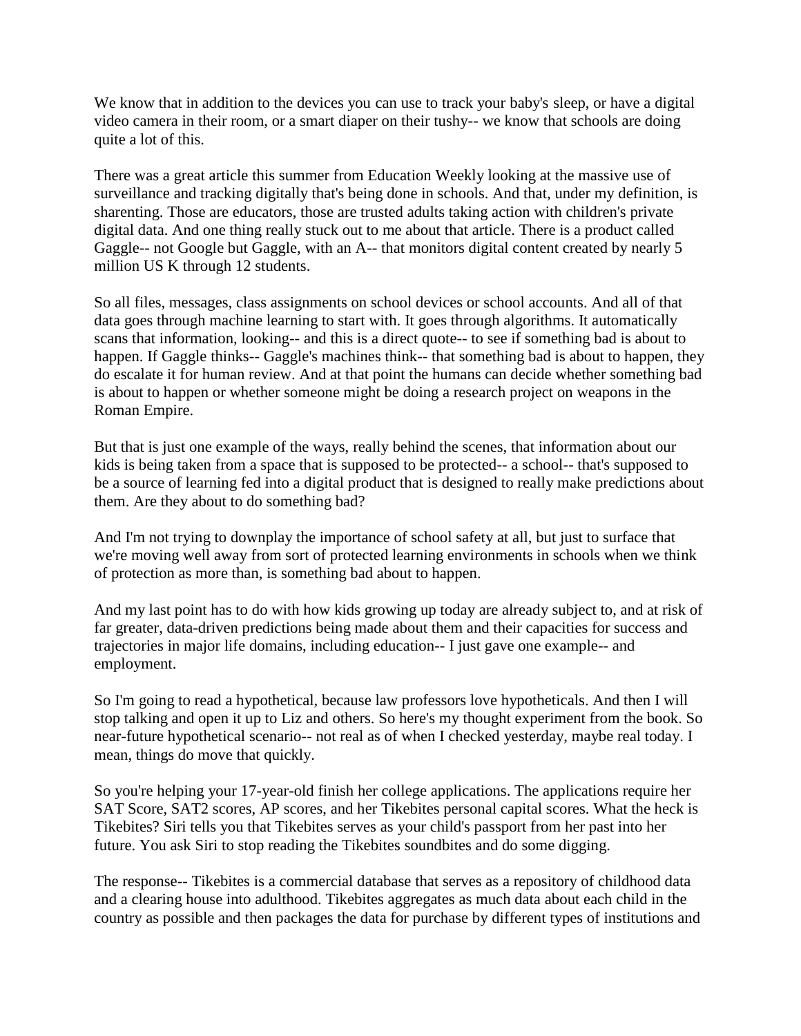We know that in addition to the devices you can use to track your baby's sleep, or have a digital video camera in their room, or a smart diaper on their tushy-- we know that schools are doing quite a lot of this.

There was a great article this summer from Education Weekly looking at the massive use of surveillance and tracking digitally that's being done in schools. And that, under my definition, is sharenting. Those are educators, those are trusted adults taking action with children's private digital data. And one thing really stuck out to me about that article. There is a product called Gaggle-- not Google but Gaggle, with an A-- that monitors digital content created by nearly 5 million US K through 12 students.

So all files, messages, class assignments on school devices or school accounts. And all of that data goes through machine learning to start with. It goes through algorithms. It automatically scans that information, looking-- and this is a direct quote-- to see if something bad is about to happen. If Gaggle thinks-- Gaggle's machines think-- that something bad is about to happen, they do escalate it for human review. And at that point the humans can decide whether something bad is about to happen or whether someone might be doing a research project on weapons in the Roman Empire.

But that is just one example of the ways, really behind the scenes, that information about our kids is being taken from a space that is supposed to be protected-- a school-- that's supposed to be a source of learning fed into a digital product that is designed to really make predictions about them. Are they about to do something bad?

And I'm not trying to downplay the importance of school safety at all, but just to surface that we're moving well away from sort of protected learning environments in schools when we think of protection as more than, is something bad about to happen.

And my last point has to do with how kids growing up today are already subject to, and at risk of far greater, data-driven predictions being made about them and their capacities for success and trajectories in major life domains, including education-- I just gave one example-- and employment.

So I'm going to read a hypothetical, because law professors love hypotheticals. And then I will stop talking and open it up to Liz and others. So here's my thought experiment from the book. So near-future hypothetical scenario-- not real as of when I checked yesterday, maybe real today. I mean, things do move that quickly.

So you're helping your 17-year-old finish her college applications. The applications require her SAT Score, SAT2 scores, AP scores, and her Tikebites personal capital scores. What the heck is Tikebites? Siri tells you that Tikebites serves as your child's passport from her past into her future. You ask Siri to stop reading the Tikebites soundbites and do some digging.

The response-- Tikebites is a commercial database that serves as a repository of childhood data and a clearing house into adulthood. Tikebites aggregates as much data about each child in the country as possible and then packages the data for purchase by different types of institutions and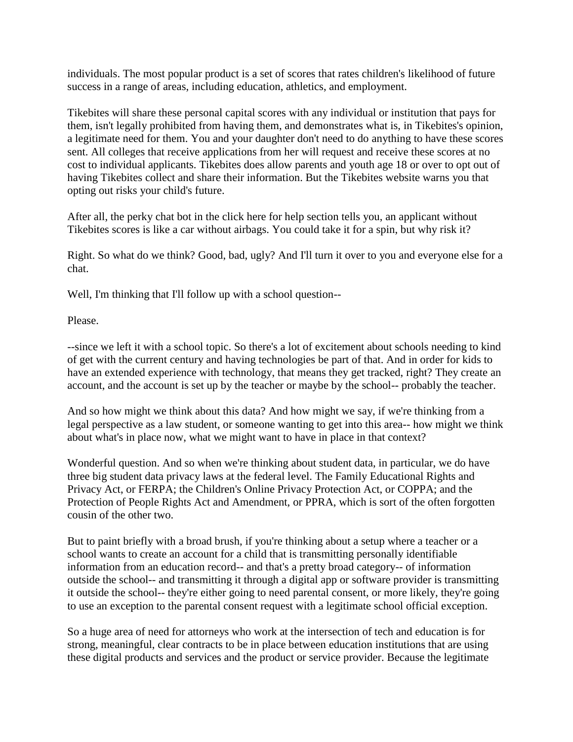individuals. The most popular product is a set of scores that rates children's likelihood of future success in a range of areas, including education, athletics, and employment.

Tikebites will share these personal capital scores with any individual or institution that pays for them, isn't legally prohibited from having them, and demonstrates what is, in Tikebites's opinion, a legitimate need for them. You and your daughter don't need to do anything to have these scores sent. All colleges that receive applications from her will request and receive these scores at no cost to individual applicants. Tikebites does allow parents and youth age 18 or over to opt out of having Tikebites collect and share their information. But the Tikebites website warns you that opting out risks your child's future.

After all, the perky chat bot in the click here for help section tells you, an applicant without Tikebites scores is like a car without airbags. You could take it for a spin, but why risk it?

Right. So what do we think? Good, bad, ugly? And I'll turn it over to you and everyone else for a chat.

Well, I'm thinking that I'll follow up with a school question--

Please.

--since we left it with a school topic. So there's a lot of excitement about schools needing to kind of get with the current century and having technologies be part of that. And in order for kids to have an extended experience with technology, that means they get tracked, right? They create an account, and the account is set up by the teacher or maybe by the school-- probably the teacher.

And so how might we think about this data? And how might we say, if we're thinking from a legal perspective as a law student, or someone wanting to get into this area-- how might we think about what's in place now, what we might want to have in place in that context?

Wonderful question. And so when we're thinking about student data, in particular, we do have three big student data privacy laws at the federal level. The Family Educational Rights and Privacy Act, or FERPA; the Children's Online Privacy Protection Act, or COPPA; and the Protection of People Rights Act and Amendment, or PPRA, which is sort of the often forgotten cousin of the other two.

But to paint briefly with a broad brush, if you're thinking about a setup where a teacher or a school wants to create an account for a child that is transmitting personally identifiable information from an education record-- and that's a pretty broad category-- of information outside the school-- and transmitting it through a digital app or software provider is transmitting it outside the school-- they're either going to need parental consent, or more likely, they're going to use an exception to the parental consent request with a legitimate school official exception.

So a huge area of need for attorneys who work at the intersection of tech and education is for strong, meaningful, clear contracts to be in place between education institutions that are using these digital products and services and the product or service provider. Because the legitimate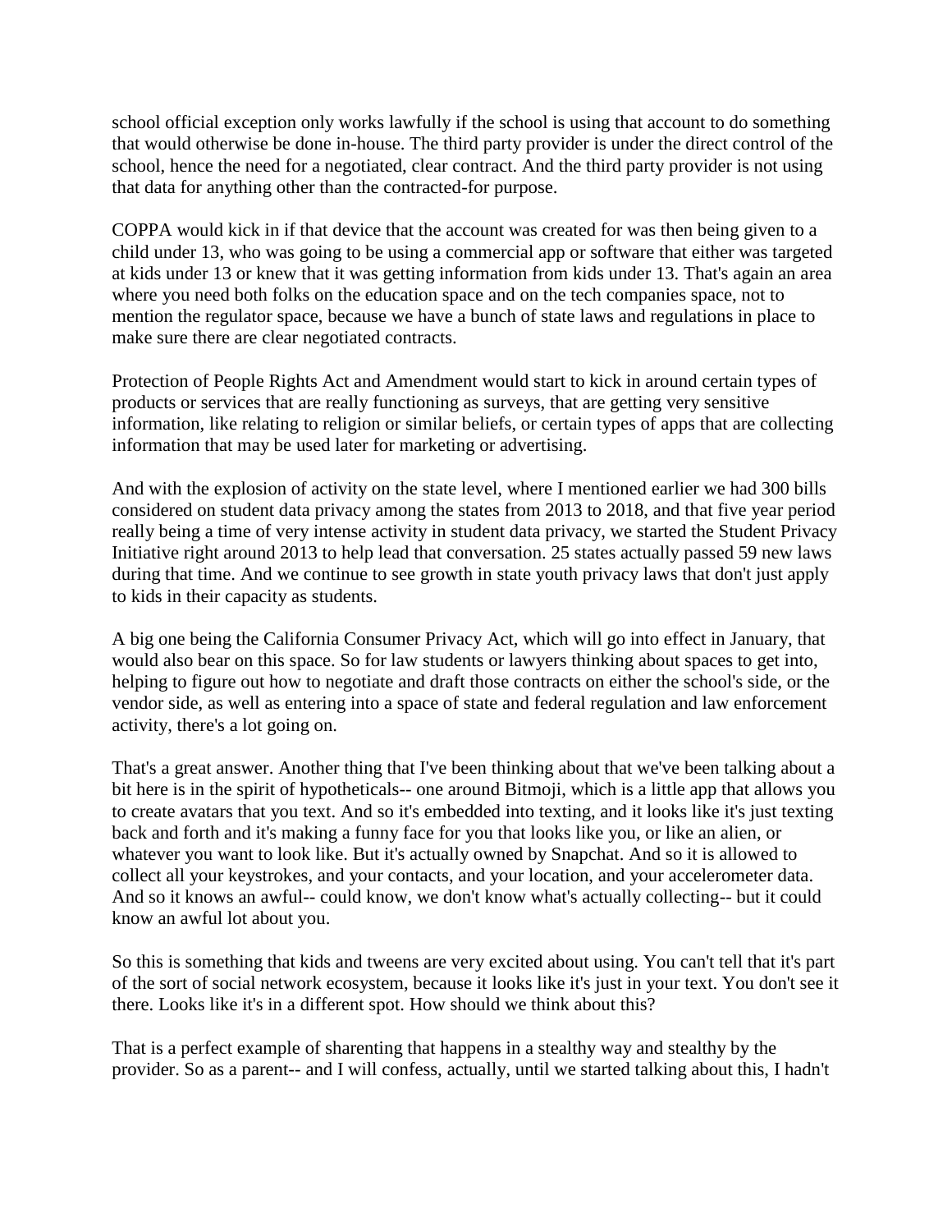school official exception only works lawfully if the school is using that account to do something that would otherwise be done in-house. The third party provider is under the direct control of the school, hence the need for a negotiated, clear contract. And the third party provider is not using that data for anything other than the contracted-for purpose.

COPPA would kick in if that device that the account was created for was then being given to a child under 13, who was going to be using a commercial app or software that either was targeted at kids under 13 or knew that it was getting information from kids under 13. That's again an area where you need both folks on the education space and on the tech companies space, not to mention the regulator space, because we have a bunch of state laws and regulations in place to make sure there are clear negotiated contracts.

Protection of People Rights Act and Amendment would start to kick in around certain types of products or services that are really functioning as surveys, that are getting very sensitive information, like relating to religion or similar beliefs, or certain types of apps that are collecting information that may be used later for marketing or advertising.

And with the explosion of activity on the state level, where I mentioned earlier we had 300 bills considered on student data privacy among the states from 2013 to 2018, and that five year period really being a time of very intense activity in student data privacy, we started the Student Privacy Initiative right around 2013 to help lead that conversation. 25 states actually passed 59 new laws during that time. And we continue to see growth in state youth privacy laws that don't just apply to kids in their capacity as students.

A big one being the California Consumer Privacy Act, which will go into effect in January, that would also bear on this space. So for law students or lawyers thinking about spaces to get into, helping to figure out how to negotiate and draft those contracts on either the school's side, or the vendor side, as well as entering into a space of state and federal regulation and law enforcement activity, there's a lot going on.

That's a great answer. Another thing that I've been thinking about that we've been talking about a bit here is in the spirit of hypotheticals-- one around Bitmoji, which is a little app that allows you to create avatars that you text. And so it's embedded into texting, and it looks like it's just texting back and forth and it's making a funny face for you that looks like you, or like an alien, or whatever you want to look like. But it's actually owned by Snapchat. And so it is allowed to collect all your keystrokes, and your contacts, and your location, and your accelerometer data. And so it knows an awful-- could know, we don't know what's actually collecting-- but it could know an awful lot about you.

So this is something that kids and tweens are very excited about using. You can't tell that it's part of the sort of social network ecosystem, because it looks like it's just in your text. You don't see it there. Looks like it's in a different spot. How should we think about this?

That is a perfect example of sharenting that happens in a stealthy way and stealthy by the provider. So as a parent-- and I will confess, actually, until we started talking about this, I hadn't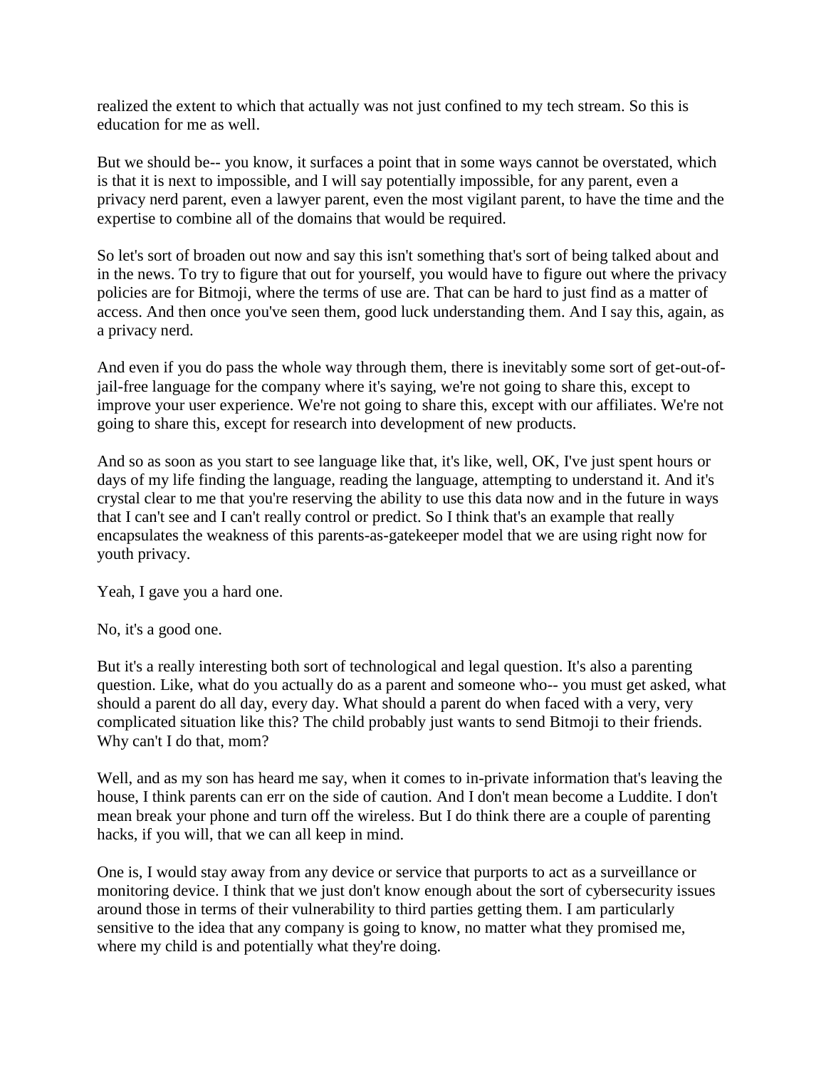realized the extent to which that actually was not just confined to my tech stream. So this is education for me as well.

But we should be-- you know, it surfaces a point that in some ways cannot be overstated, which is that it is next to impossible, and I will say potentially impossible, for any parent, even a privacy nerd parent, even a lawyer parent, even the most vigilant parent, to have the time and the expertise to combine all of the domains that would be required.

So let's sort of broaden out now and say this isn't something that's sort of being talked about and in the news. To try to figure that out for yourself, you would have to figure out where the privacy policies are for Bitmoji, where the terms of use are. That can be hard to just find as a matter of access. And then once you've seen them, good luck understanding them. And I say this, again, as a privacy nerd.

And even if you do pass the whole way through them, there is inevitably some sort of get-out-of-jail-free language for the company where it's saying, we're not going to share this, except to improve your user experience. We're not going to share this, except with our affiliates. We're not going to share this, except for research into development of new products.

And so as soon as you start to see language like that, it's like, well, OK, I've just spent hours or days of my life finding the language, reading the language, attempting to understand it. And it's crystal clear to me that you're reserving the ability to use this data now and in the future in ways that I can't see and I can't really control or predict. So I think that's an example that really encapsulates the weakness of this parents-as-gatekeeper model that we are using right now for youth privacy.

Yeah, I gave you a hard one.

No, it's a good one.

But it's a really interesting both sort of technological and legal question. It's also a parenting question. Like, what do you actually do as a parent and someone who-- you must get asked, what should a parent do all day, every day. What should a parent do when faced with a very, very complicated situation like this? The child probably just wants to send Bitmoji to their friends. Why can't I do that, mom?

Well, and as my son has heard me say, when it comes to in-private information that's leaving the house, I think parents can err on the side of caution. And I don't mean become a Luddite. I don't mean break your phone and turn off the wireless. But I do think there are a couple of parenting hacks, if you will, that we can all keep in mind.

One is, I would stay away from any device or service that purports to act as a surveillance or monitoring device. I think that we just don't know enough about the sort of cybersecurity issues around those in terms of their vulnerability to third parties getting them. I am particularly sensitive to the idea that any company is going to know, no matter what they promised me, where my child is and potentially what they're doing.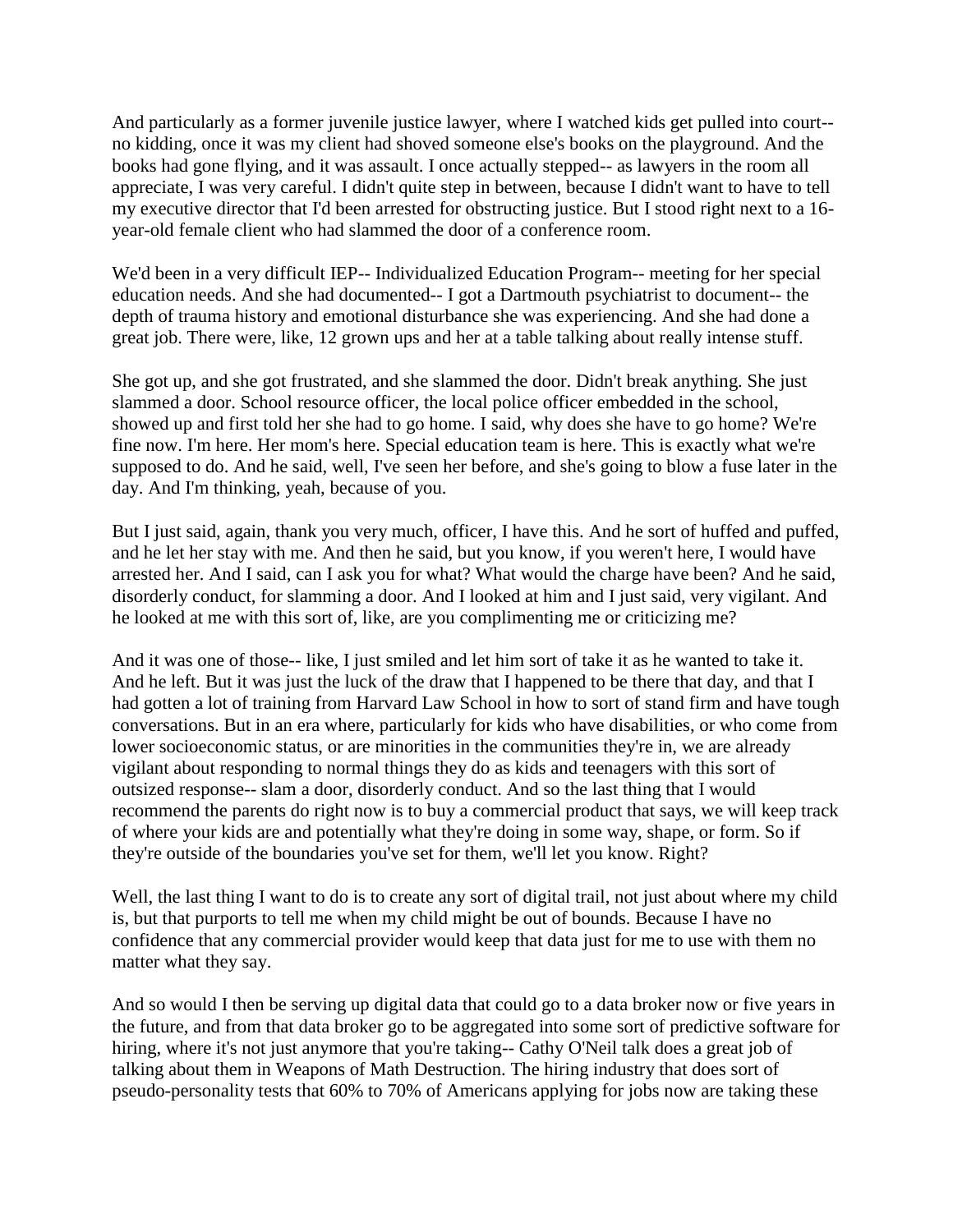And particularly as a former juvenile justice lawyer, where I watched kids get pulled into court-- no kidding, once it was my client had shoved someone else's books on the playground. And the books had gone flying, and it was assault. I once actually stepped-- as lawyers in the room all appreciate, I was very careful. I didn't quite step in between, because I didn't want to have to tell my executive director that I'd been arrested for obstructing justice. But I stood right next to a 16-year-old female client who had slammed the door of a conference room.

We'd been in a very difficult IEP-- Individualized Education Program-- meeting for her special education needs. And she had documented-- I got a Dartmouth psychiatrist to document-- the depth of trauma history and emotional disturbance she was experiencing. And she had done a great job. There were, like, 12 grown ups and her at a table talking about really intense stuff.

She got up, and she got frustrated, and she slammed the door. Didn't break anything. She just slammed a door. School resource officer, the local police officer embedded in the school, showed up and first told her she had to go home. I said, why does she have to go home? We're fine now. I'm here. Her mom's here. Special education team is here. This is exactly what we're supposed to do. And he said, well, I've seen her before, and she's going to blow a fuse later in the day. And I'm thinking, yeah, because of you.

But I just said, again, thank you very much, officer, I have this. And he sort of huffed and puffed, and he let her stay with me. And then he said, but you know, if you weren't here, I would have arrested her. And I said, can I ask you for what? What would the charge have been? And he said, disorderly conduct, for slamming a door. And I looked at him and I just said, very vigilant. And he looked at me with this sort of, like, are you complimenting me or criticizing me?

And it was one of those-- like, I just smiled and let him sort of take it as he wanted to take it. And he left. But it was just the luck of the draw that I happened to be there that day, and that I had gotten a lot of training from Harvard Law School in how to sort of stand firm and have tough conversations. But in an era where, particularly for kids who have disabilities, or who come from lower socioeconomic status, or are minorities in the communities they're in, we are already vigilant about responding to normal things they do as kids and teenagers with this sort of outsized response-- slam a door, disorderly conduct. And so the last thing that I would recommend the parents do right now is to buy a commercial product that says, we will keep track of where your kids are and potentially what they're doing in some way, shape, or form. So if they're outside of the boundaries you've set for them, we'll let you know. Right?

Well, the last thing I want to do is to create any sort of digital trail, not just about where my child is, but that purports to tell me when my child might be out of bounds. Because I have no confidence that any commercial provider would keep that data just for me to use with them no matter what they say.

And so would I then be serving up digital data that could go to a data broker now or five years in the future, and from that data broker go to be aggregated into some sort of predictive software for hiring, where it's not just anymore that you're taking-- Cathy O'Neil talk does a great job of talking about them in Weapons of Math Destruction. The hiring industry that does sort of pseudo-personality tests that 60% to 70% of Americans applying for jobs now are taking these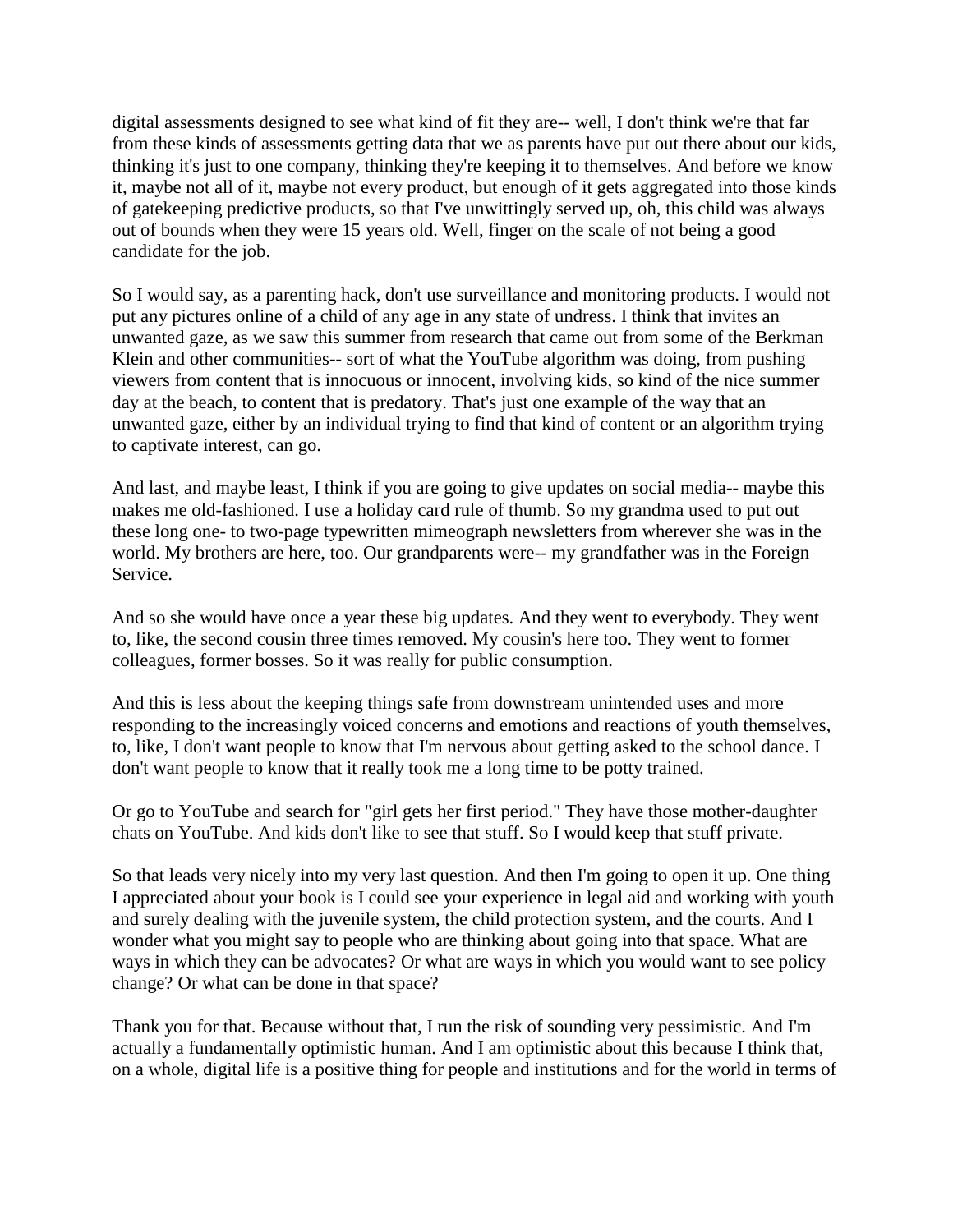digital assessments designed to see what kind of fit they are-- well, I don't think we're that far from these kinds of assessments getting data that we as parents have put out there about our kids, thinking it's just to one company, thinking they're keeping it to themselves. And before we know it, maybe not all of it, maybe not every product, but enough of it gets aggregated into those kinds of gatekeeping predictive products, so that I've unwittingly served up, oh, this child was always out of bounds when they were 15 years old. Well, finger on the scale of not being a good candidate for the job.

So I would say, as a parenting hack, don't use surveillance and monitoring products. I would not put any pictures online of a child of any age in any state of undress. I think that invites an unwanted gaze, as we saw this summer from research that came out from some of the Berkman Klein and other communities-- sort of what the YouTube algorithm was doing, from pushing viewers from content that is innocuous or innocent, involving kids, so kind of the nice summer day at the beach, to content that is predatory. That's just one example of the way that an unwanted gaze, either by an individual trying to find that kind of content or an algorithm trying to captivate interest, can go.

And last, and maybe least, I think if you are going to give updates on social media-- maybe this makes me old-fashioned. I use a holiday card rule of thumb. So my grandma used to put out these long one- to two-page typewritten mimeograph newsletters from wherever she was in the world. My brothers are here, too. Our grandparents were-- my grandfather was in the Foreign Service.

And so she would have once a year these big updates. And they went to everybody. They went to, like, the second cousin three times removed. My cousin's here too. They went to former colleagues, former bosses. So it was really for public consumption.

And this is less about the keeping things safe from downstream unintended uses and more responding to the increasingly voiced concerns and emotions and reactions of youth themselves, to, like, I don't want people to know that I'm nervous about getting asked to the school dance. I don't want people to know that it really took me a long time to be potty trained.

Or go to YouTube and search for "girl gets her first period." They have those mother-daughter chats on YouTube. And kids don't like to see that stuff. So I would keep that stuff private.

So that leads very nicely into my very last question. And then I'm going to open it up. One thing I appreciated about your book is I could see your experience in legal aid and working with youth and surely dealing with the juvenile system, the child protection system, and the courts. And I wonder what you might say to people who are thinking about going into that space. What are ways in which they can be advocates? Or what are ways in which you would want to see policy change? Or what can be done in that space?

Thank you for that. Because without that, I run the risk of sounding very pessimistic. And I'm actually a fundamentally optimistic human. And I am optimistic about this because I think that, on a whole, digital life is a positive thing for people and institutions and for the world in terms of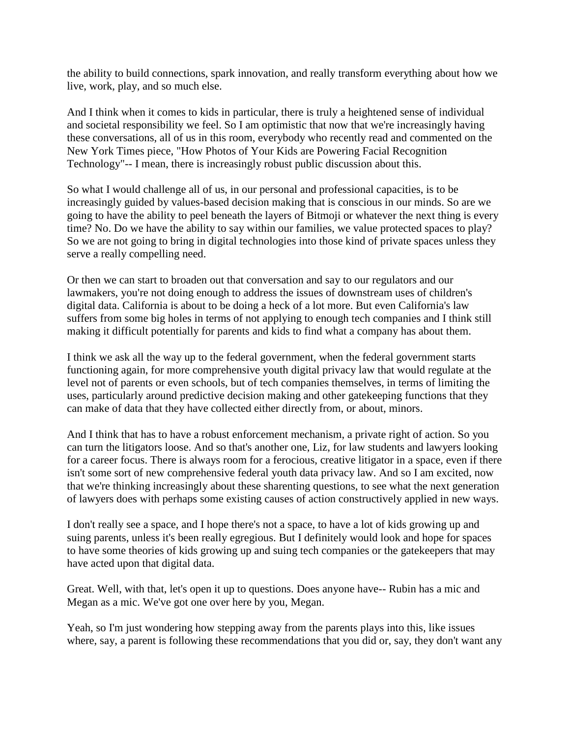the ability to build connections, spark innovation, and really transform everything about how we live, work, play, and so much else.

And I think when it comes to kids in particular, there is truly a heightened sense of individual and societal responsibility we feel. So I am optimistic that now that we're increasingly having these conversations, all of us in this room, everybody who recently read and commented on the New York Times piece, "How Photos of Your Kids are Powering Facial Recognition Technology"-- I mean, there is increasingly robust public discussion about this.

So what I would challenge all of us, in our personal and professional capacities, is to be increasingly guided by values-based decision making that is conscious in our minds. So are we going to have the ability to peel beneath the layers of Bitmoji or whatever the next thing is every time? No. Do we have the ability to say within our families, we value protected spaces to play? So we are not going to bring in digital technologies into those kind of private spaces unless they serve a really compelling need.

Or then we can start to broaden out that conversation and say to our regulators and our lawmakers, you're not doing enough to address the issues of downstream uses of children's digital data. California is about to be doing a heck of a lot more. But even California's law suffers from some big holes in terms of not applying to enough tech companies and I think still making it difficult potentially for parents and kids to find what a company has about them.

I think we ask all the way up to the federal government, when the federal government starts functioning again, for more comprehensive youth digital privacy law that would regulate at the level not of parents or even schools, but of tech companies themselves, in terms of limiting the uses, particularly around predictive decision making and other gatekeeping functions that they can make of data that they have collected either directly from, or about, minors.

And I think that has to have a robust enforcement mechanism, a private right of action. So you can turn the litigators loose. And so that's another one, Liz, for law students and lawyers looking for a career focus. There is always room for a ferocious, creative litigator in a space, even if there isn't some sort of new comprehensive federal youth data privacy law. And so I am excited, now that we're thinking increasingly about these sharenting questions, to see what the next generation of lawyers does with perhaps some existing causes of action constructively applied in new ways.

I don't really see a space, and I hope there's not a space, to have a lot of kids growing up and suing parents, unless it's been really egregious. But I definitely would look and hope for spaces to have some theories of kids growing up and suing tech companies or the gatekeepers that may have acted upon that digital data.

Great. Well, with that, let's open it up to questions. Does anyone have-- Rubin has a mic and Megan as a mic. We've got one over here by you, Megan.

Yeah, so I'm just wondering how stepping away from the parents plays into this, like issues where, say, a parent is following these recommendations that you did or, say, they don't want any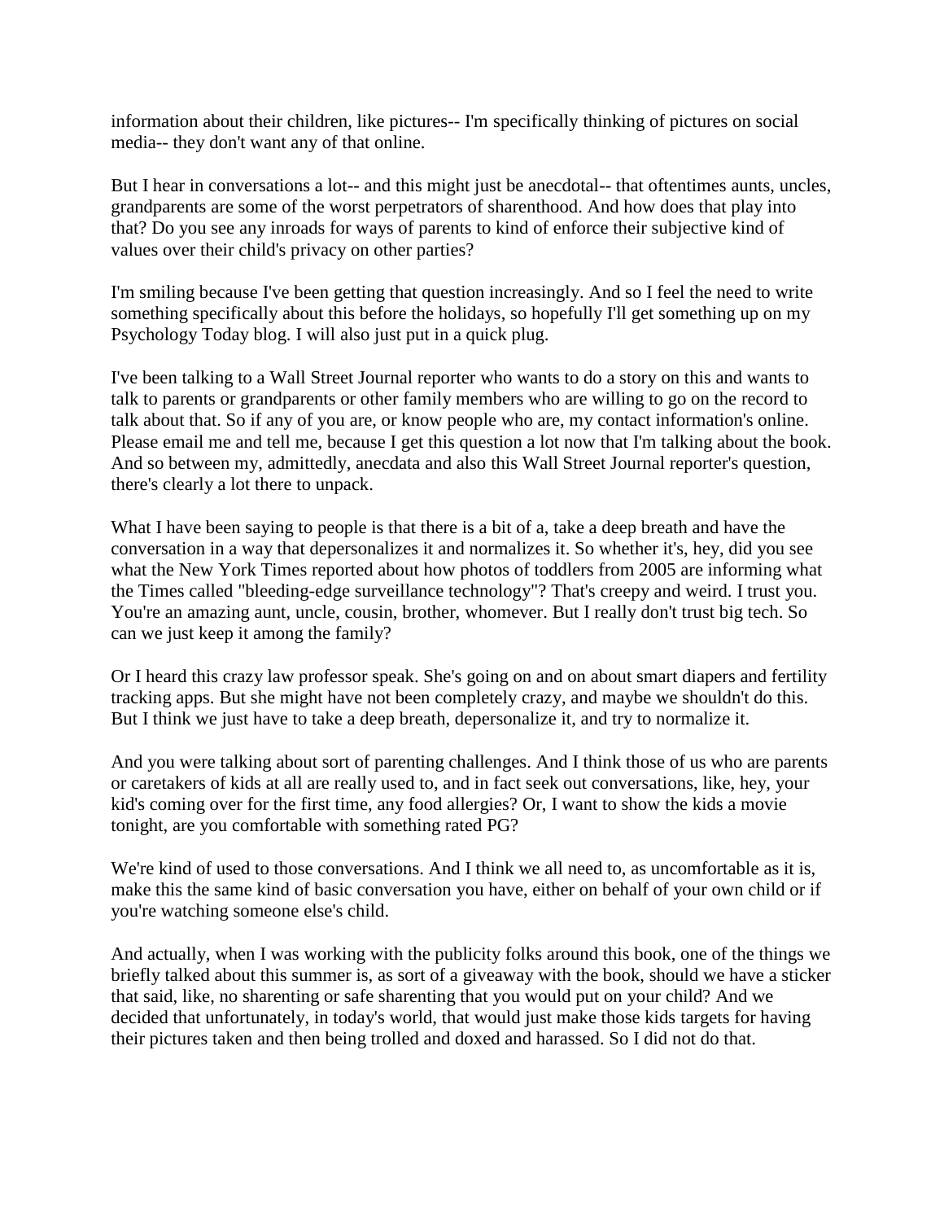information about their children, like pictures-- I'm specifically thinking of pictures on social media-- they don't want any of that online.

But I hear in conversations a lot-- and this might just be anecdotal-- that oftentimes aunts, uncles, grandparents are some of the worst perpetrators of sharenthood. And how does that play into that? Do you see any inroads for ways of parents to kind of enforce their subjective kind of values over their child's privacy on other parties?

I'm smiling because I've been getting that question increasingly. And so I feel the need to write something specifically about this before the holidays, so hopefully I'll get something up on my Psychology Today blog. I will also just put in a quick plug.

I've been talking to a Wall Street Journal reporter who wants to do a story on this and wants to talk to parents or grandparents or other family members who are willing to go on the record to talk about that. So if any of you are, or know people who are, my contact information's online. Please email me and tell me, because I get this question a lot now that I'm talking about the book. And so between my, admittedly, anecdata and also this Wall Street Journal reporter's question, there's clearly a lot there to unpack.

What I have been saying to people is that there is a bit of a, take a deep breath and have the conversation in a way that depersonalizes it and normalizes it. So whether it's, hey, did you see what the New York Times reported about how photos of toddlers from 2005 are informing what the Times called "bleeding-edge surveillance technology"? That's creepy and weird. I trust you. You're an amazing aunt, uncle, cousin, brother, whomever. But I really don't trust big tech. So can we just keep it among the family?

Or I heard this crazy law professor speak. She's going on and on about smart diapers and fertility tracking apps. But she might have not been completely crazy, and maybe we shouldn't do this. But I think we just have to take a deep breath, depersonalize it, and try to normalize it.

And you were talking about sort of parenting challenges. And I think those of us who are parents or caretakers of kids at all are really used to, and in fact seek out conversations, like, hey, your kid's coming over for the first time, any food allergies? Or, I want to show the kids a movie tonight, are you comfortable with something rated PG?

We're kind of used to those conversations. And I think we all need to, as uncomfortable as it is, make this the same kind of basic conversation you have, either on behalf of your own child or if you're watching someone else's child.

And actually, when I was working with the publicity folks around this book, one of the things we briefly talked about this summer is, as sort of a giveaway with the book, should we have a sticker that said, like, no sharenting or safe sharenting that you would put on your child? And we decided that unfortunately, in today's world, that would just make those kids targets for having their pictures taken and then being trolled and doxed and harassed. So I did not do that.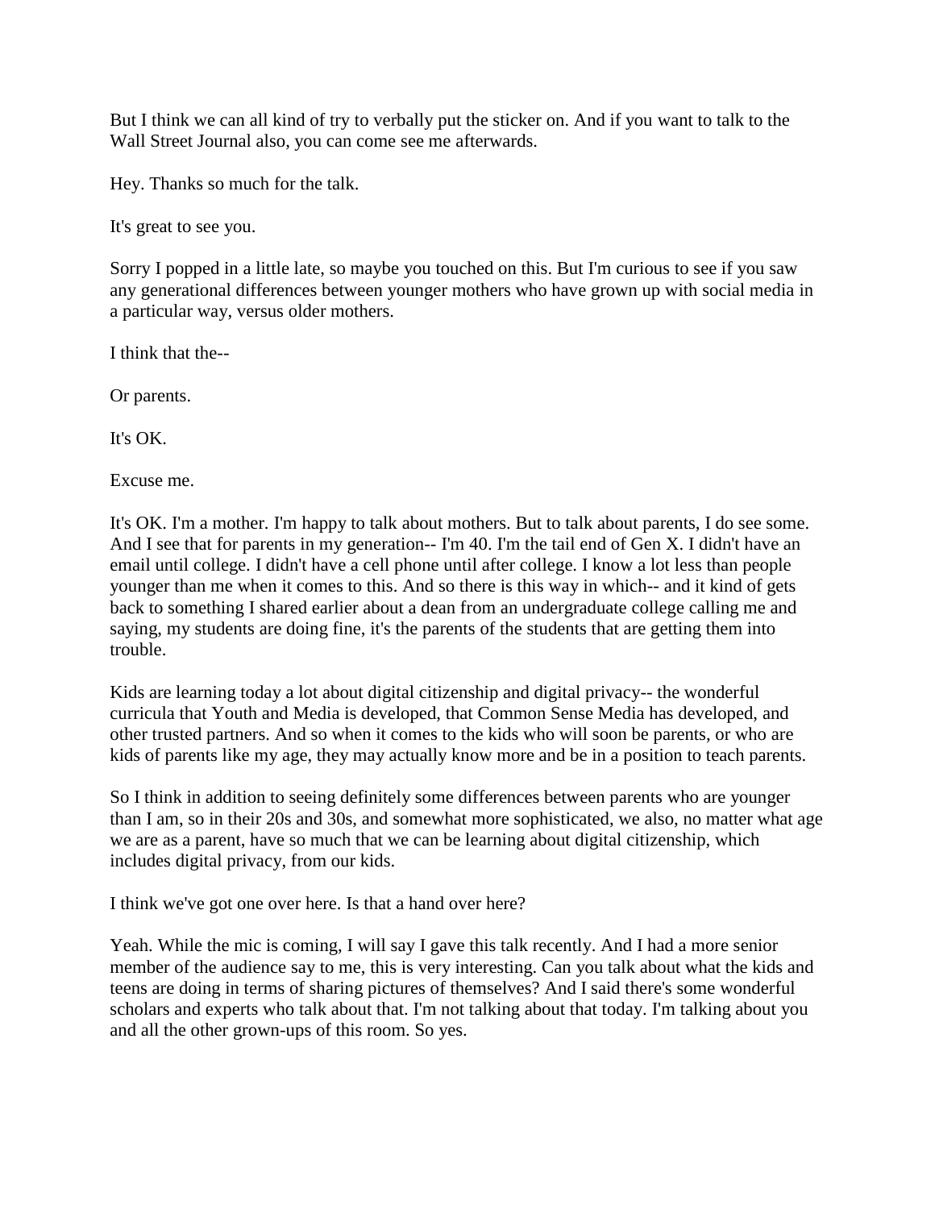But I think we can all kind of try to verbally put the sticker on. And if you want to talk to the Wall Street Journal also, you can come see me afterwards.

Hey. Thanks so much for the talk.

It's great to see you.

Sorry I popped in a little late, so maybe you touched on this. But I'm curious to see if you saw any generational differences between younger mothers who have grown up with social media in a particular way, versus older mothers.

I think that the--

Or parents.

It's OK.

Excuse me.

It's OK. I'm a mother. I'm happy to talk about mothers. But to talk about parents, I do see some. And I see that for parents in my generation-- I'm 40. I'm the tail end of Gen X. I didn't have an email until college. I didn't have a cell phone until after college. I know a lot less than people younger than me when it comes to this. And so there is this way in which-- and it kind of gets back to something I shared earlier about a dean from an undergraduate college calling me and saying, my students are doing fine, it's the parents of the students that are getting them into trouble.

Kids are learning today a lot about digital citizenship and digital privacy-- the wonderful curricula that Youth and Media is developed, that Common Sense Media has developed, and other trusted partners. And so when it comes to the kids who will soon be parents, or who are kids of parents like my age, they may actually know more and be in a position to teach parents.

So I think in addition to seeing definitely some differences between parents who are younger than I am, so in their 20s and 30s, and somewhat more sophisticated, we also, no matter what age we are as a parent, have so much that we can be learning about digital citizenship, which includes digital privacy, from our kids.

I think we've got one over here. Is that a hand over here?

Yeah. While the mic is coming, I will say I gave this talk recently. And I had a more senior member of the audience say to me, this is very interesting. Can you talk about what the kids and teens are doing in terms of sharing pictures of themselves? And I said there's some wonderful scholars and experts who talk about that. I'm not talking about that today. I'm talking about you and all the other grown-ups of this room. So yes.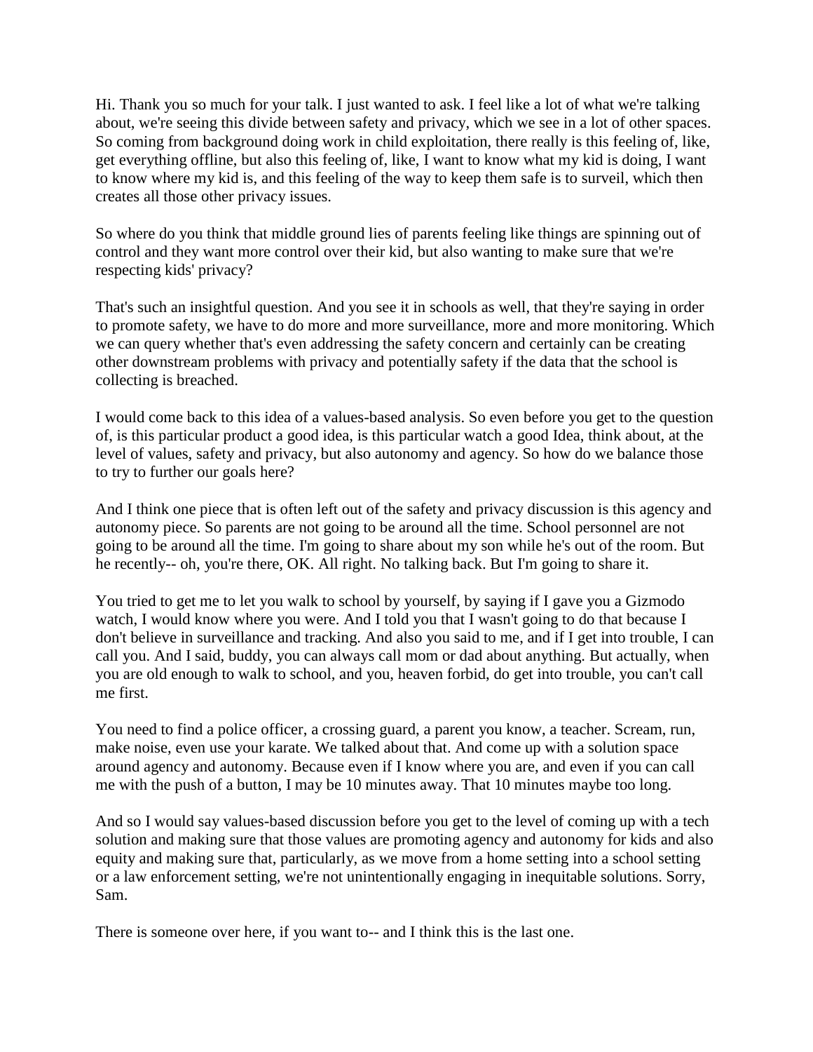Hi. Thank you so much for your talk. I just wanted to ask. I feel like a lot of what we're talking about, we're seeing this divide between safety and privacy, which we see in a lot of other spaces. So coming from background doing work in child exploitation, there really is this feeling of, like, get everything offline, but also this feeling of, like, I want to know what my kid is doing, I want to know where my kid is, and this feeling of the way to keep them safe is to surveil, which then creates all those other privacy issues.

So where do you think that middle ground lies of parents feeling like things are spinning out of control and they want more control over their kid, but also wanting to make sure that we're respecting kids' privacy?

That's such an insightful question. And you see it in schools as well, that they're saying in order to promote safety, we have to do more and more surveillance, more and more monitoring. Which we can query whether that's even addressing the safety concern and certainly can be creating other downstream problems with privacy and potentially safety if the data that the school is collecting is breached.

I would come back to this idea of a values-based analysis. So even before you get to the question of, is this particular product a good idea, is this particular watch a good Idea, think about, at the level of values, safety and privacy, but also autonomy and agency. So how do we balance those to try to further our goals here?

And I think one piece that is often left out of the safety and privacy discussion is this agency and autonomy piece. So parents are not going to be around all the time. School personnel are not going to be around all the time. I'm going to share about my son while he's out of the room. But he recently-- oh, you're there, OK. All right. No talking back. But I'm going to share it.

You tried to get me to let you walk to school by yourself, by saying if I gave you a Gizmodo watch, I would know where you were. And I told you that I wasn't going to do that because I don't believe in surveillance and tracking. And also you said to me, and if I get into trouble, I can call you. And I said, buddy, you can always call mom or dad about anything. But actually, when you are old enough to walk to school, and you, heaven forbid, do get into trouble, you can't call me first.

You need to find a police officer, a crossing guard, a parent you know, a teacher. Scream, run, make noise, even use your karate. We talked about that. And come up with a solution space around agency and autonomy. Because even if I know where you are, and even if you can call me with the push of a button, I may be 10 minutes away. That 10 minutes maybe too long.

And so I would say values-based discussion before you get to the level of coming up with a tech solution and making sure that those values are promoting agency and autonomy for kids and also equity and making sure that, particularly, as we move from a home setting into a school setting or a law enforcement setting, we're not unintentionally engaging in inequitable solutions. Sorry, Sam.

There is someone over here, if you want to-- and I think this is the last one.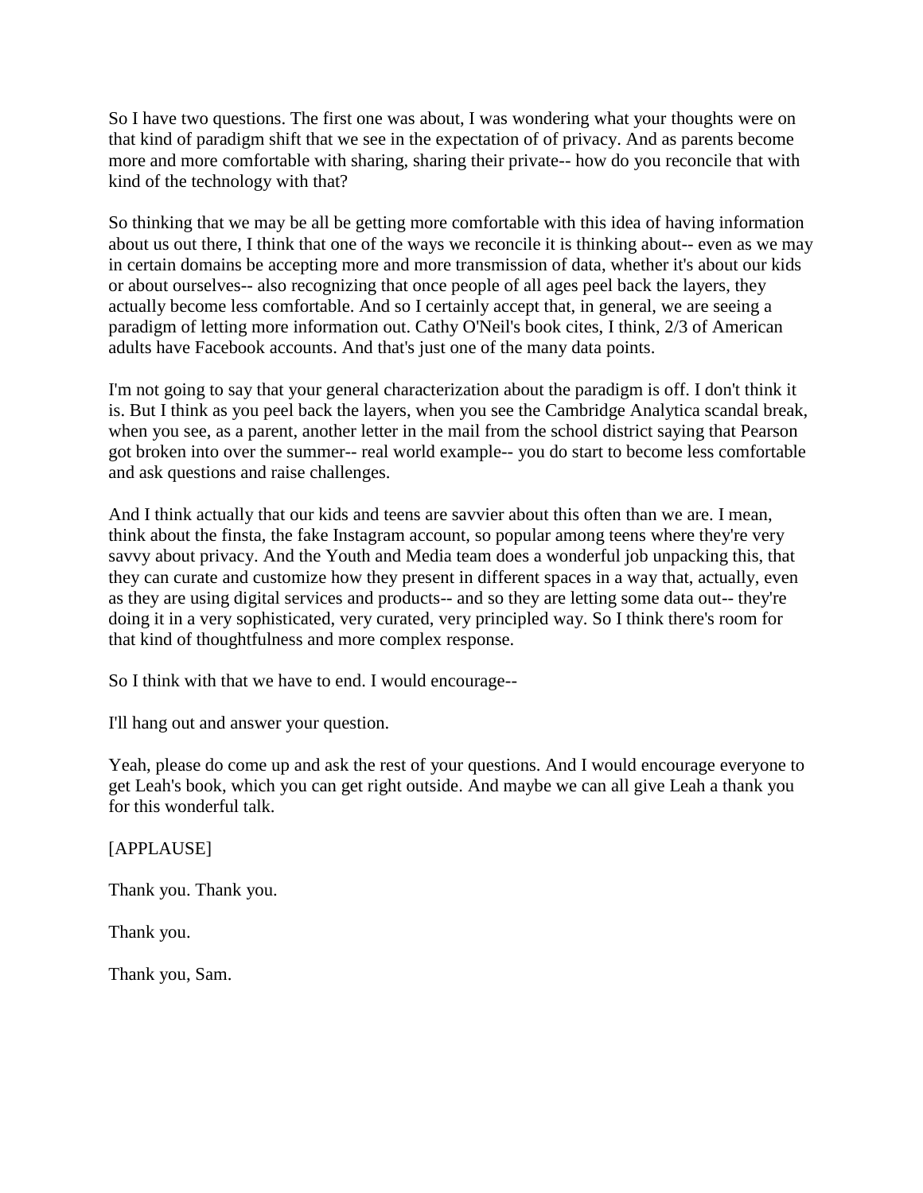So I have two questions. The first one was about, I was wondering what your thoughts were on that kind of paradigm shift that we see in the expectation of of privacy. And as parents become more and more comfortable with sharing, sharing their private-- how do you reconcile that with kind of the technology with that?

So thinking that we may be all be getting more comfortable with this idea of having information about us out there, I think that one of the ways we reconcile it is thinking about-- even as we may in certain domains be accepting more and more transmission of data, whether it's about our kids or about ourselves-- also recognizing that once people of all ages peel back the layers, they actually become less comfortable. And so I certainly accept that, in general, we are seeing a paradigm of letting more information out. Cathy O'Neil's book cites, I think, 2/3 of American adults have Facebook accounts. And that's just one of the many data points.

I'm not going to say that your general characterization about the paradigm is off. I don't think it is. But I think as you peel back the layers, when you see the Cambridge Analytica scandal break, when you see, as a parent, another letter in the mail from the school district saying that Pearson got broken into over the summer-- real world example-- you do start to become less comfortable and ask questions and raise challenges.

And I think actually that our kids and teens are savvier about this often than we are. I mean, think about the finsta, the fake Instagram account, so popular among teens where they're very savvy about privacy. And the Youth and Media team does a wonderful job unpacking this, that they can curate and customize how they present in different spaces in a way that, actually, even as they are using digital services and products-- and so they are letting some data out-- they're doing it in a very sophisticated, very curated, very principled way. So I think there's room for that kind of thoughtfulness and more complex response.

So I think with that we have to end. I would encourage--

I'll hang out and answer your question.

Yeah, please do come up and ask the rest of your questions. And I would encourage everyone to get Leah's book, which you can get right outside. And maybe we can all give Leah a thank you for this wonderful talk.

[APPLAUSE]

Thank you. Thank you.

Thank you.

Thank you, Sam.